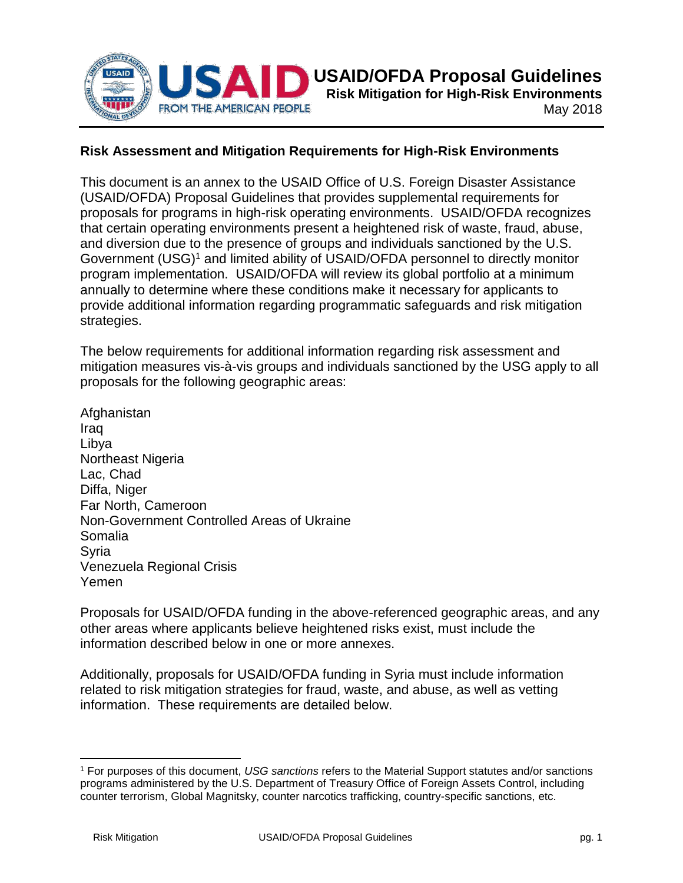# USAID/OFDA Proposal Guidelines

## Risk Mitigation for High-Risk Environments

May 2018

### Risk Assessment and Mitigation Requirements for High-Risk Environments

This document is an annex to the USAID Office of U.S. Foreign Disaster Assistance (USAID/OFDA) Proposal Guidelines that provides supplemental requirements for proposals for programs in high-risk operating environments. USAID/OFDA recognizes that certain operating environments present a heightened risk of waste, fraud, abuse, and diversion due to the presence of groups and individuals sanctioned by the U.S. Government (USG)[1] and limited ability of USAID/OFDA personnel to directly monitor program implementation. USAID/OFDA will review its global portfolio at a minimum annually to determine where these conditions make it necessary for applicants to provide additional information regarding programmatic safeguards and risk mitigation strategies.

The below requirements for additional information regarding risk assessment and mitigation measures vis-à-vis groups and individuals sanctioned by the USG apply to all proposals for the following geographic areas:

Afghanistan
Iraq
Libya
Northeast Nigeria
Lac, Chad
Diffa, Niger
Far North, Cameroon
Non-Government Controlled Areas of Ukraine
Somalia
Syria
Venezuela Regional Crisis
Yemen

Proposals for USAID/OFDA funding in the above-referenced geographic areas, and any other areas where applicants believe heightened risks exist, must include the information described below in one or more annexes.

Additionally, proposals for USAID/OFDA funding in Syria must include information related to risk mitigation strategies for fraud, waste, and abuse, as well as vetting information. These requirements are detailed below.

---

[1] For purposes of this document, *USG sanctions* refers to the Material Support statutes and/or sanctions programs administered by the U.S. Department of Treasury Office of Foreign Assets Control, including counter terrorism, Global Magnitsky, counter narcotics trafficking, country-specific sanctions, etc.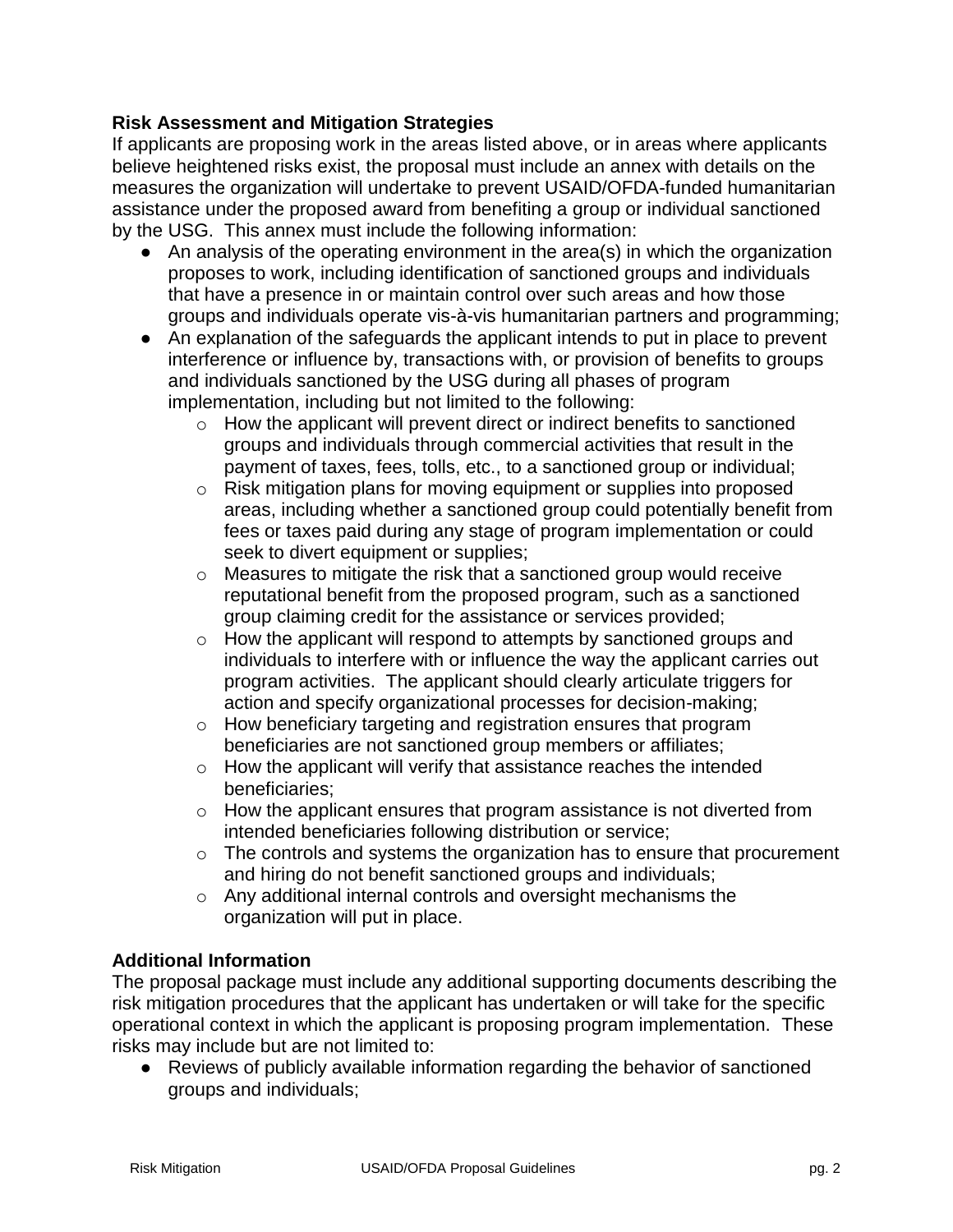**Risk Assessment and Mitigation Strategies**

If applicants are proposing work in the areas listed above, or in areas where applicants believe heightened risks exist, the proposal must include an annex with details on the measures the organization will undertake to prevent USAID/OFDA-funded humanitarian assistance under the proposed award from benefiting a group or individual sanctioned by the USG. This annex must include the following information:

- An analysis of the operating environment in the area(s) in which the organization proposes to work, including identification of sanctioned groups and individuals that have a presence in or maintain control over such areas and how those groups and individuals operate vis-à-vis humanitarian partners and programming;
- An explanation of the safeguards the applicant intends to put in place to prevent interference or influence by, transactions with, or provision of benefits to groups and individuals sanctioned by the USG during all phases of program implementation, including but not limited to the following:
  - How the applicant will prevent direct or indirect benefits to sanctioned groups and individuals through commercial activities that result in the payment of taxes, fees, tolls, etc., to a sanctioned group or individual;
  - Risk mitigation plans for moving equipment or supplies into proposed areas, including whether a sanctioned group could potentially benefit from fees or taxes paid during any stage of program implementation or could seek to divert equipment or supplies;
  - Measures to mitigate the risk that a sanctioned group would receive reputational benefit from the proposed program, such as a sanctioned group claiming credit for the assistance or services provided;
  - How the applicant will respond to attempts by sanctioned groups and individuals to interfere with or influence the way the applicant carries out program activities. The applicant should clearly articulate triggers for action and specify organizational processes for decision-making;
  - How beneficiary targeting and registration ensures that program beneficiaries are not sanctioned group members or affiliates;
  - How the applicant will verify that assistance reaches the intended beneficiaries;
  - How the applicant ensures that program assistance is not diverted from intended beneficiaries following distribution or service;
  - The controls and systems the organization has to ensure that procurement and hiring do not benefit sanctioned groups and individuals;
  - Any additional internal controls and oversight mechanisms the organization will put in place.

**Additional Information**

The proposal package must include any additional supporting documents describing the risk mitigation procedures that the applicant has undertaken or will take for the specific operational context in which the applicant is proposing program implementation. These risks may include but are not limited to:

- Reviews of publicly available information regarding the behavior of sanctioned groups and individuals;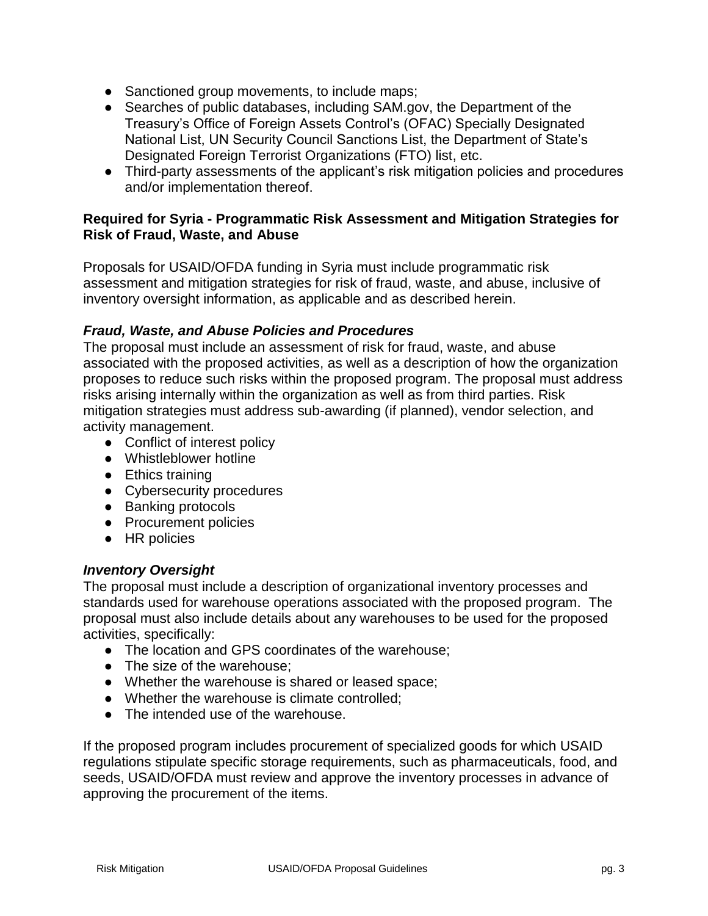- Sanctioned group movements, to include maps;
- Searches of public databases, including SAM.gov, the Department of the Treasury's Office of Foreign Assets Control's (OFAC) Specially Designated National List, UN Security Council Sanctions List, the Department of State's Designated Foreign Terrorist Organizations (FTO) list, etc.
- Third-party assessments of the applicant's risk mitigation policies and procedures and/or implementation thereof.

**Required for Syria - Programmatic Risk Assessment and Mitigation Strategies for Risk of Fraud, Waste, and Abuse**

Proposals for USAID/OFDA funding in Syria must include programmatic risk assessment and mitigation strategies for risk of fraud, waste, and abuse, inclusive of inventory oversight information, as applicable and as described herein.

***Fraud, Waste, and Abuse Policies and Procedures***

The proposal must include an assessment of risk for fraud, waste, and abuse associated with the proposed activities, as well as a description of how the organization proposes to reduce such risks within the proposed program. The proposal must address risks arising internally within the organization as well as from third parties. Risk mitigation strategies must address sub-awarding (if planned), vendor selection, and activity management.

- Conflict of interest policy
- Whistleblower hotline
- Ethics training
- Cybersecurity procedures
- Banking protocols
- Procurement policies
- HR policies

***Inventory Oversight***

The proposal must include a description of organizational inventory processes and standards used for warehouse operations associated with the proposed program. The proposal must also include details about any warehouses to be used for the proposed activities, specifically:

- The location and GPS coordinates of the warehouse;
- The size of the warehouse;
- Whether the warehouse is shared or leased space;
- Whether the warehouse is climate controlled;
- The intended use of the warehouse.

If the proposed program includes procurement of specialized goods for which USAID regulations stipulate specific storage requirements, such as pharmaceuticals, food, and seeds, USAID/OFDA must review and approve the inventory processes in advance of approving the procurement of the items.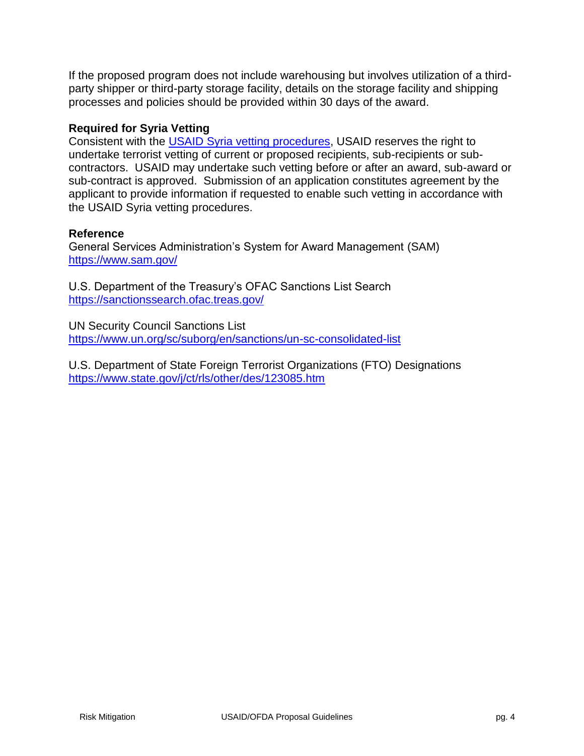If the proposed program does not include warehousing but involves utilization of a third-party shipper or third-party storage facility, details on the storage facility and shipping processes and policies should be provided within 30 days of the award.

**Required for Syria Vetting**

Consistent with the USAID Syria vetting procedures, USAID reserves the right to undertake terrorist vetting of current or proposed recipients, sub-recipients or sub-contractors. USAID may undertake such vetting before or after an award, sub-award or sub-contract is approved. Submission of an application constitutes agreement by the applicant to provide information if requested to enable such vetting in accordance with the USAID Syria vetting procedures.

**Reference**

General Services Administration's System for Award Management (SAM)
https://www.sam.gov/

U.S. Department of the Treasury's OFAC Sanctions List Search
https://sanctionssearch.ofac.treas.gov/

UN Security Council Sanctions List
https://www.un.org/sc/suborg/en/sanctions/un-sc-consolidated-list

U.S. Department of State Foreign Terrorist Organizations (FTO) Designations
https://www.state.gov/j/ct/rls/other/des/123085.htm